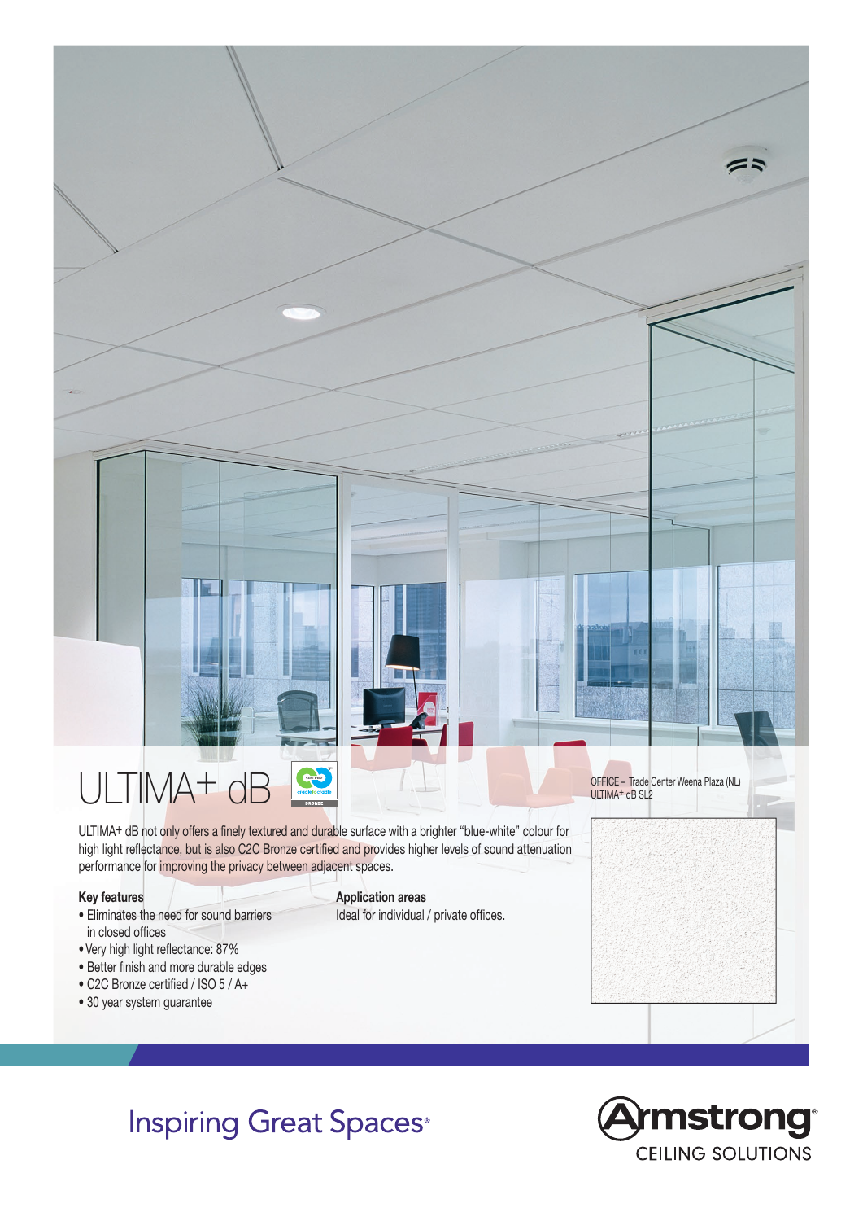# ULTIMA+ dB

OFFICE – Trade Center Weena Plaza (NL)
ULTIMA+ dB SL2

ULTIMA+ dB not only offers a finely textured and durable surface with a brighter "blue-white" colour for high light reflectance, but is also C2C Bronze certified and provides higher levels of sound attenuation performance for improving the privacy between adjacent spaces.

**Key features**

- Eliminates the need for sound barriers in closed offices
- Very high light reflectance: 87%
- Better finish and more durable edges
- C2C Bronze certified / ISO 5 / A+
- 30 year system guarantee

**Application areas**

Ideal for individual / private offices.

Inspiring Great Spaces®

Armstrong® CEILING SOLUTIONS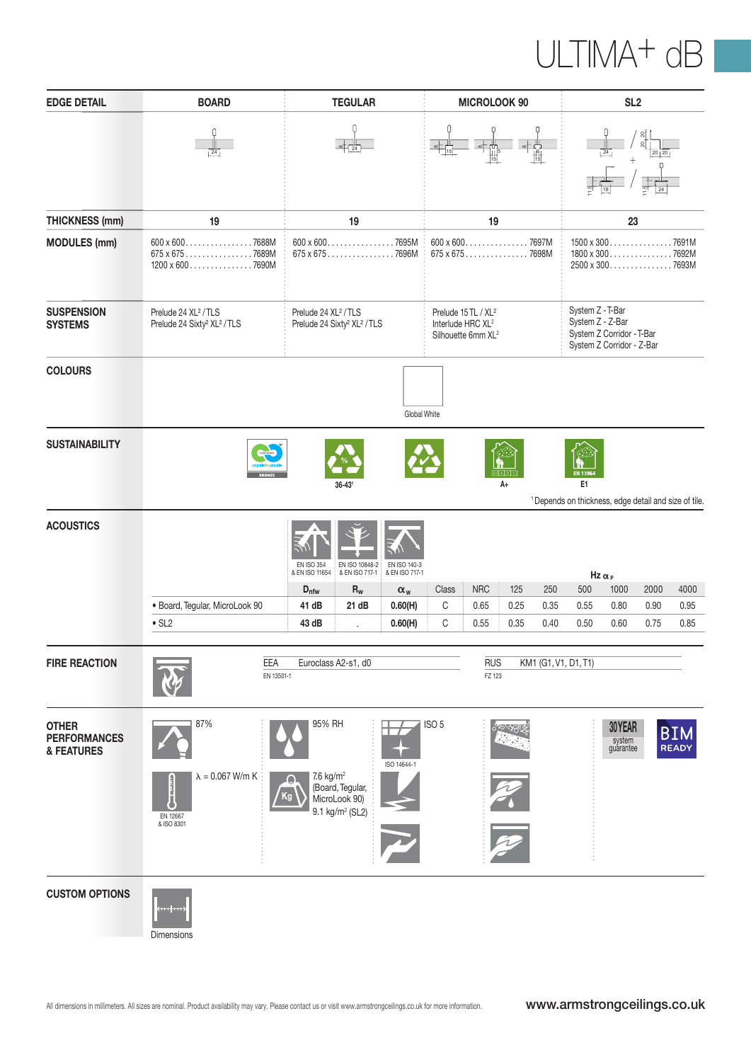# ULTIMA+ dB

| EDGE DETAIL | BOARD | TEGULAR | MICROLOOK 90 | SL2 |
|---|---|---|---|---|
| THICKNESS (mm) | 19 | 19 | 19 | 23 |
| MODULES (mm) | 600 x 600 ................ 7688M<br>675 x 675 ................ 7689M<br>1200 x 600 ............... 7690M | 600 x 600 ................ 7695M<br>675 x 675 ................ 7696M | 600 x 600 ............... 7697M<br>675 x 675 ............... 7698M | 1500 x 300 ............... 7691M<br>1800 x 300 ............... 7692M<br>2500 x 300 ............... 7693M |
| SUSPENSION SYSTEMS | Prelude 24 XL² / TLS<br>Prelude 24 Sixty² XL² / TLS | Prelude 24 XL² / TLS<br>Prelude 24 Sixty² XL² / TLS | Prelude 15 TL / XL²<br>Interlude HRC XL²<br>Silhouette 6mm XL² | System Z - T-Bar<br>System Z - Z-Bar<br>System Z Corridor - T-Bar<br>System Z Corridor - Z-Bar |

## COLOURS

Global White

## SUSTAINABILITY

cradle to cradle BRONZE

36-43[1]

A+

EN 13964 E1

[1] Depends on thickness, edge detail and size of tile.

## ACOUSTICS

| | $D_{nfw}$ (EN ISO 354 & EN ISO 11654) | $R_w$ (EN ISO 10848-2 & EN ISO 717-1) | $\alpha_w$ (EN ISO 140-3 & EN ISO 717-1) | Class | NRC | 125 | 250 | 500 | 1000 | 2000 | 4000 |
|---|---|---|---|---|---|---|---|---|---|---|---|
| | | | | | | Hz $\alpha_p$ | | | | | |
| • Board, Tegular, MicroLook 90 | 41 dB | 21 dB | 0.60(H) | C | 0.65 | 0.25 | 0.35 | 0.55 | 0.80 | 0.90 | 0.95 |
| • SL2 | 43 dB | - | 0.60(H) | C | 0.55 | 0.35 | 0.40 | 0.50 | 0.60 | 0.75 | 0.85 |

## FIRE REACTION

EEA — Euroclass A2-s1, d0 (EN 13501-1)

RUS — KM1 (G1, V1, D1, T1) (FZ 123)

## OTHER PERFORMANCES & FEATURES

87%

$\lambda$ = 0.067 W/m K (EN 12667 & ISO 8301)

95% RH

7.6 kg/m² (Board, Tegular, MicroLook 90)
9.1 kg/m² (SL2)

ISO 5 (ISO 14644-1)

30 YEAR system guarantee

BIM READY

## CUSTOM OPTIONS

Dimensions

All dimensions in millimeters. All sizes are nominal. Product availability may vary. Please contact us or visit www.armstrongceilings.co.uk for more information.

www.armstrongceilings.co.uk